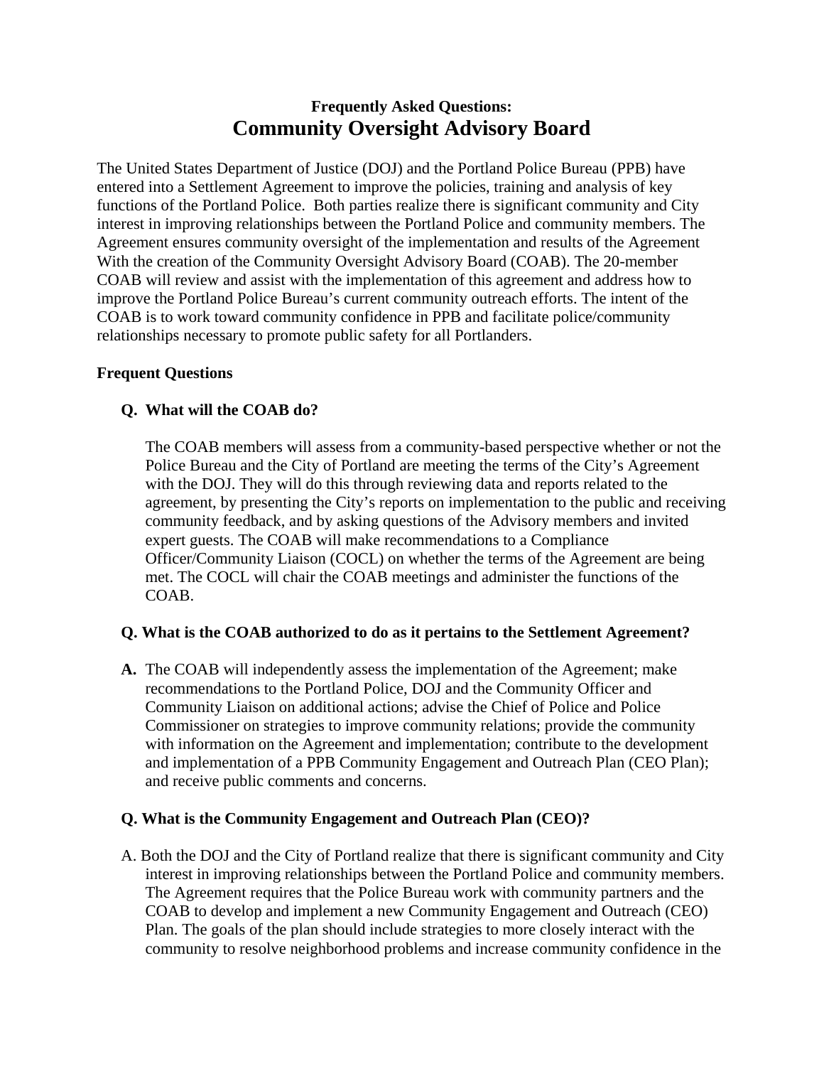**Frequently Asked Questions:**

# Community Oversight Advisory Board

The United States Department of Justice (DOJ) and the Portland Police Bureau (PPB) have entered into a Settlement Agreement to improve the policies, training and analysis of key functions of the Portland Police. Both parties realize there is significant community and City interest in improving relationships between the Portland Police and community members. The Agreement ensures community oversight of the implementation and results of the Agreement With the creation of the Community Oversight Advisory Board (COAB). The 20-member COAB will review and assist with the implementation of this agreement and address how to improve the Portland Police Bureau's current community outreach efforts. The intent of the COAB is to work toward community confidence in PPB and facilitate police/community relationships necessary to promote public safety for all Portlanders.

**Frequent Questions**

**Q. What will the COAB do?**

The COAB members will assess from a community-based perspective whether or not the Police Bureau and the City of Portland are meeting the terms of the City's Agreement with the DOJ. They will do this through reviewing data and reports related to the agreement, by presenting the City's reports on implementation to the public and receiving community feedback, and by asking questions of the Advisory members and invited expert guests. The COAB will make recommendations to a Compliance Officer/Community Liaison (COCL) on whether the terms of the Agreement are being met. The COCL will chair the COAB meetings and administer the functions of the COAB.

**Q. What is the COAB authorized to do as it pertains to the Settlement Agreement?**

**A.** The COAB will independently assess the implementation of the Agreement; make recommendations to the Portland Police, DOJ and the Community Officer and Community Liaison on additional actions; advise the Chief of Police and Police Commissioner on strategies to improve community relations; provide the community with information on the Agreement and implementation; contribute to the development and implementation of a PPB Community Engagement and Outreach Plan (CEO Plan); and receive public comments and concerns.

**Q. What is the Community Engagement and Outreach Plan (CEO)?**

A. Both the DOJ and the City of Portland realize that there is significant community and City interest in improving relationships between the Portland Police and community members. The Agreement requires that the Police Bureau work with community partners and the COAB to develop and implement a new Community Engagement and Outreach (CEO) Plan. The goals of the plan should include strategies to more closely interact with the community to resolve neighborhood problems and increase community confidence in the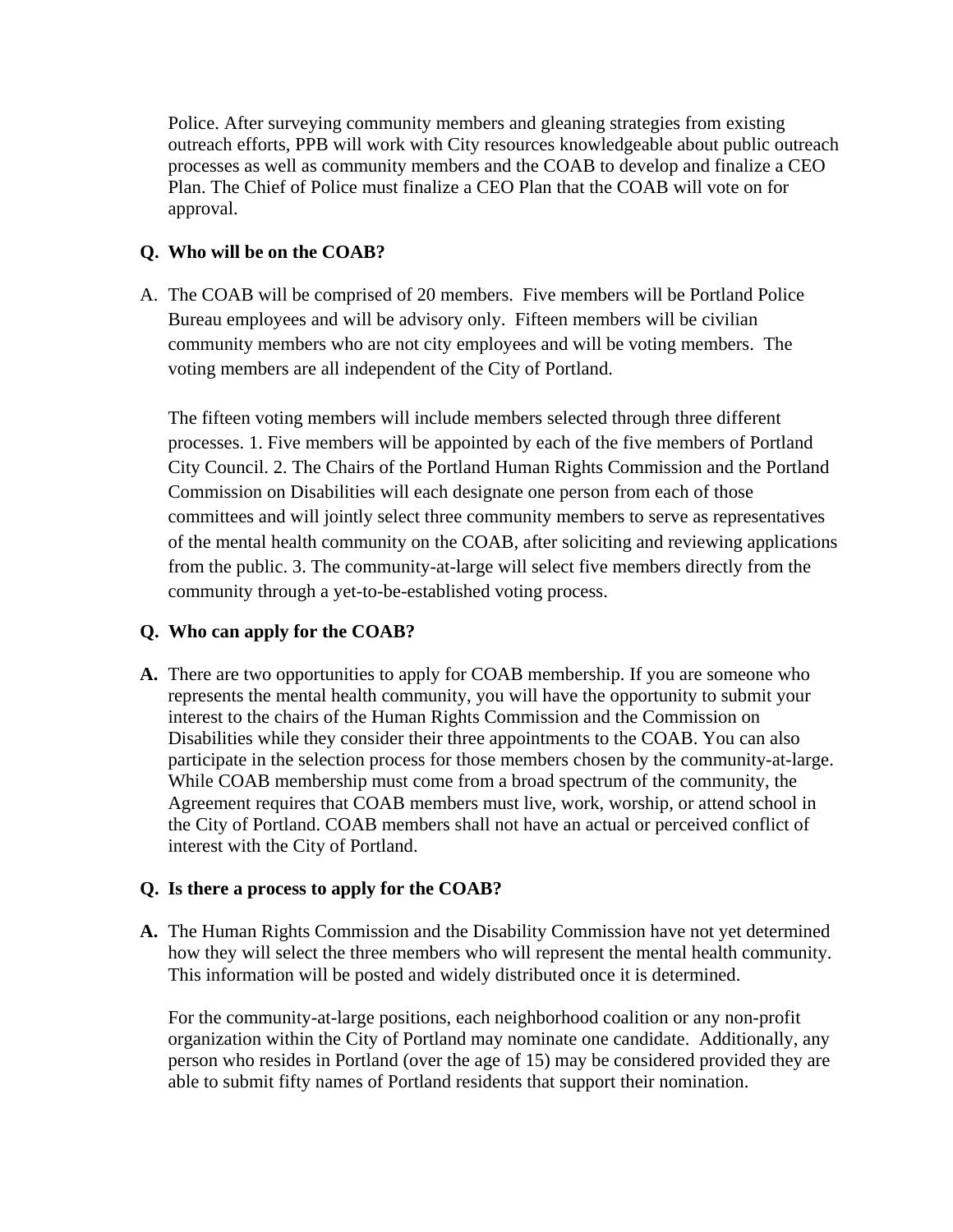Police. After surveying community members and gleaning strategies from existing outreach efforts, PPB will work with City resources knowledgeable about public outreach processes as well as community members and the COAB to develop and finalize a CEO Plan. The Chief of Police must finalize a CEO Plan that the COAB will vote on for approval.

**Q. Who will be on the COAB?**

A. The COAB will be comprised of 20 members. Five members will be Portland Police Bureau employees and will be advisory only. Fifteen members will be civilian community members who are not city employees and will be voting members. The voting members are all independent of the City of Portland.

The fifteen voting members will include members selected through three different processes. 1. Five members will be appointed by each of the five members of Portland City Council. 2. The Chairs of the Portland Human Rights Commission and the Portland Commission on Disabilities will each designate one person from each of those committees and will jointly select three community members to serve as representatives of the mental health community on the COAB, after soliciting and reviewing applications from the public. 3. The community-at-large will select five members directly from the community through a yet-to-be-established voting process.

**Q. Who can apply for the COAB?**

**A.** There are two opportunities to apply for COAB membership. If you are someone who represents the mental health community, you will have the opportunity to submit your interest to the chairs of the Human Rights Commission and the Commission on Disabilities while they consider their three appointments to the COAB. You can also participate in the selection process for those members chosen by the community-at-large. While COAB membership must come from a broad spectrum of the community, the Agreement requires that COAB members must live, work, worship, or attend school in the City of Portland. COAB members shall not have an actual or perceived conflict of interest with the City of Portland.

**Q. Is there a process to apply for the COAB?**

**A.** The Human Rights Commission and the Disability Commission have not yet determined how they will select the three members who will represent the mental health community. This information will be posted and widely distributed once it is determined.

For the community-at-large positions, each neighborhood coalition or any non-profit organization within the City of Portland may nominate one candidate. Additionally, any person who resides in Portland (over the age of 15) may be considered provided they are able to submit fifty names of Portland residents that support their nomination.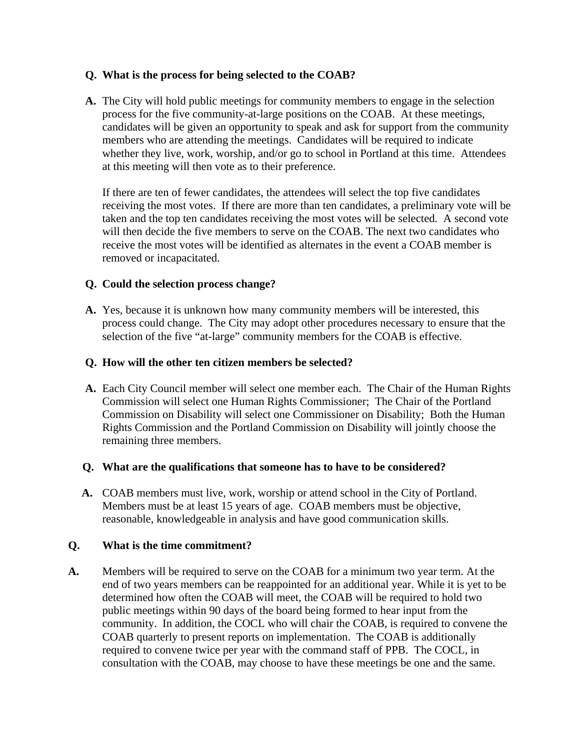**Q. What is the process for being selected to the COAB?**

**A.** The City will hold public meetings for community members to engage in the selection process for the five community-at-large positions on the COAB. At these meetings, candidates will be given an opportunity to speak and ask for support from the community members who are attending the meetings. Candidates will be required to indicate whether they live, work, worship, and/or go to school in Portland at this time. Attendees at this meeting will then vote as to their preference.

If there are ten of fewer candidates, the attendees will select the top five candidates receiving the most votes. If there are more than ten candidates, a preliminary vote will be taken and the top ten candidates receiving the most votes will be selected. A second vote will then decide the five members to serve on the COAB. The next two candidates who receive the most votes will be identified as alternates in the event a COAB member is removed or incapacitated.

**Q. Could the selection process change?**

**A.** Yes, because it is unknown how many community members will be interested, this process could change. The City may adopt other procedures necessary to ensure that the selection of the five "at-large" community members for the COAB is effective.

**Q. How will the other ten citizen members be selected?**

**A.** Each City Council member will select one member each. The Chair of the Human Rights Commission will select one Human Rights Commissioner; The Chair of the Portland Commission on Disability will select one Commissioner on Disability; Both the Human Rights Commission and the Portland Commission on Disability will jointly choose the remaining three members.

**Q. What are the qualifications that someone has to have to be considered?**

**A.** COAB members must live, work, worship or attend school in the City of Portland. Members must be at least 15 years of age. COAB members must be objective, reasonable, knowledgeable in analysis and have good communication skills.

**Q. What is the time commitment?**

**A.** Members will be required to serve on the COAB for a minimum two year term. At the end of two years members can be reappointed for an additional year. While it is yet to be determined how often the COAB will meet, the COAB will be required to hold two public meetings within 90 days of the board being formed to hear input from the community. In addition, the COCL who will chair the COAB, is required to convene the COAB quarterly to present reports on implementation. The COAB is additionally required to convene twice per year with the command staff of PPB. The COCL, in consultation with the COAB, may choose to have these meetings be one and the same.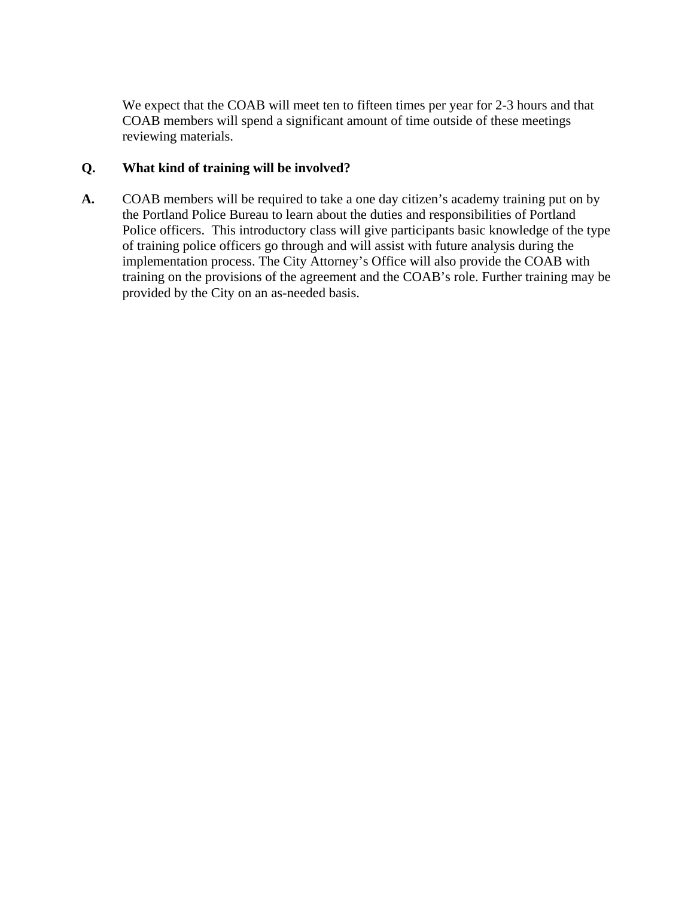We expect that the COAB will meet ten to fifteen times per year for 2-3 hours and that COAB members will spend a significant amount of time outside of these meetings reviewing materials.

**Q. What kind of training will be involved?**

**A.** COAB members will be required to take a one day citizen's academy training put on by the Portland Police Bureau to learn about the duties and responsibilities of Portland Police officers. This introductory class will give participants basic knowledge of the type of training police officers go through and will assist with future analysis during the implementation process. The City Attorney's Office will also provide the COAB with training on the provisions of the agreement and the COAB's role. Further training may be provided by the City on an as-needed basis.